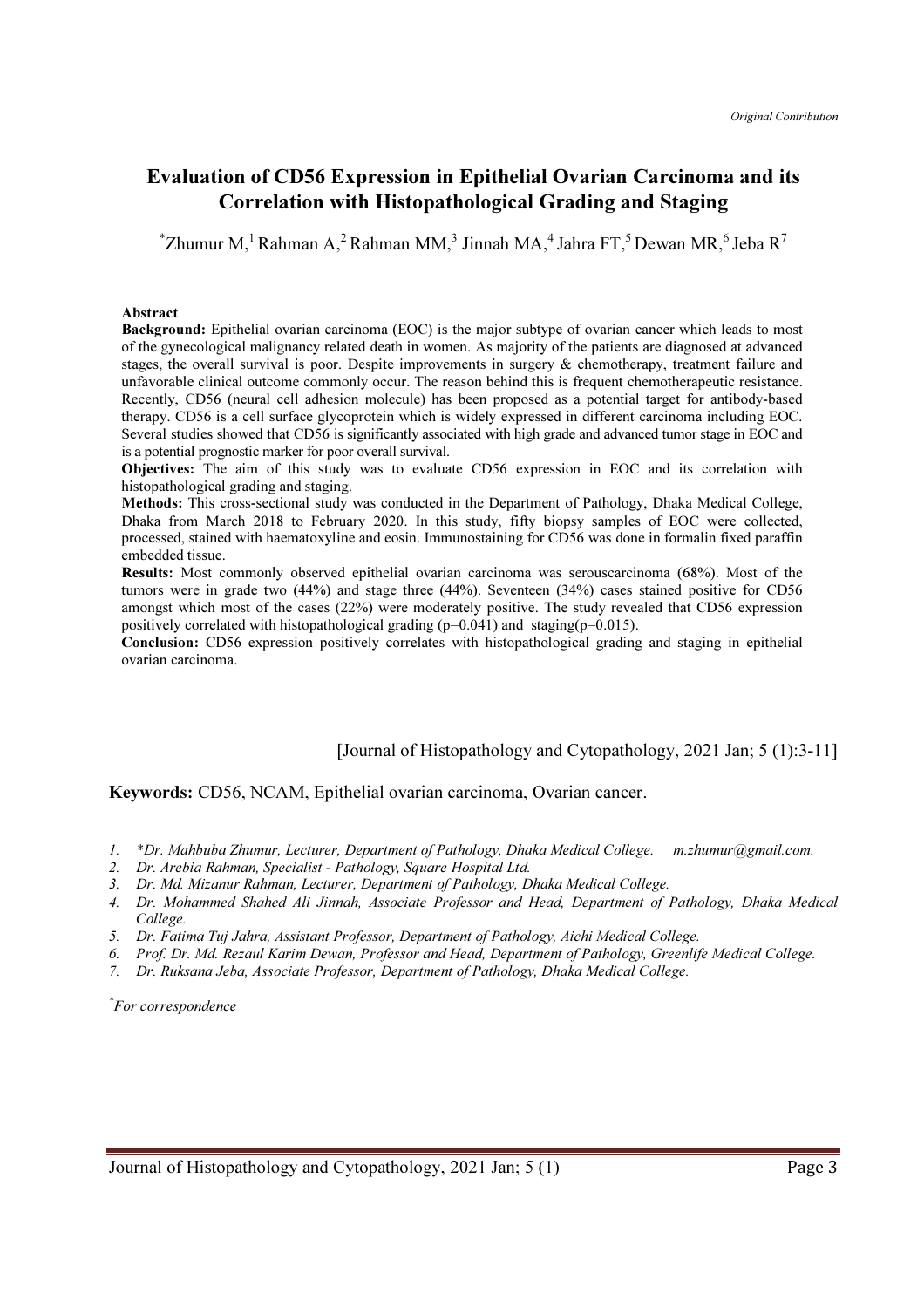*Original Contribution*

# Evaluation of CD56 Expression in Epithelial Ovarian Carcinoma and its Correlation with Histopathological Grading and Staging

*Zhumur M,[1] Rahman A,[2] Rahman MM,[3] Jinnah MA,[4] Jahra FT,[5] Dewan MR,[6] Jeba R[7]

**Abstract**

**Background:** Epithelial ovarian carcinoma (EOC) is the major subtype of ovarian cancer which leads to most of the gynecological malignancy related death in women. As majority of the patients are diagnosed at advanced stages, the overall survival is poor. Despite improvements in surgery & chemotherapy, treatment failure and unfavorable clinical outcome commonly occur. The reason behind this is frequent chemotherapeutic resistance. Recently, CD56 (neural cell adhesion molecule) has been proposed as a potential target for antibody-based therapy. CD56 is a cell surface glycoprotein which is widely expressed in different carcinoma including EOC. Several studies showed that CD56 is significantly associated with high grade and advanced tumor stage in EOC and is a potential prognostic marker for poor overall survival.

**Objectives:** The aim of this study was to evaluate CD56 expression in EOC and its correlation with histopathological grading and staging.

**Methods:** This cross-sectional study was conducted in the Department of Pathology, Dhaka Medical College, Dhaka from March 2018 to February 2020. In this study, fifty biopsy samples of EOC were collected, processed, stained with haematoxyline and eosin. Immunostaining for CD56 was done in formalin fixed paraffin embedded tissue.

**Results:** Most commonly observed epithelial ovarian carcinoma was serouscarcinoma (68%). Most of the tumors were in grade two (44%) and stage three (44%). Seventeen (34%) cases stained positive for CD56 amongst which most of the cases (22%) were moderately positive. The study revealed that CD56 expression positively correlated with histopathological grading (p=0.041) and staging(p=0.015).

**Conclusion:** CD56 expression positively correlates with histopathological grading and staging in epithelial ovarian carcinoma.

[Journal of Histopathology and Cytopathology, 2021 Jan; 5 (1):3-11]

**Keywords:** CD56, NCAM, Epithelial ovarian carcinoma, Ovarian cancer.

1. *Dr. Mahbuba Zhumur, Lecturer, Department of Pathology, Dhaka Medical College. m.zhumur@gmail.com.
2. Dr. Arebia Rahman, Specialist - Pathology, Square Hospital Ltd.
3. Dr. Md. Mizanur Rahman, Lecturer, Department of Pathology, Dhaka Medical College.
4. Dr. Mohammed Shahed Ali Jinnah, Associate Professor and Head, Department of Pathology, Dhaka Medical College.
5. Dr. Fatima Tuj Jahra, Assistant Professor, Department of Pathology, Aichi Medical College.
6. Prof. Dr. Md. Rezaul Karim Dewan, Professor and Head, Department of Pathology, Greenlife Medical College.
7. Dr. Ruksana Jeba, Associate Professor, Department of Pathology, Dhaka Medical College.

*For correspondence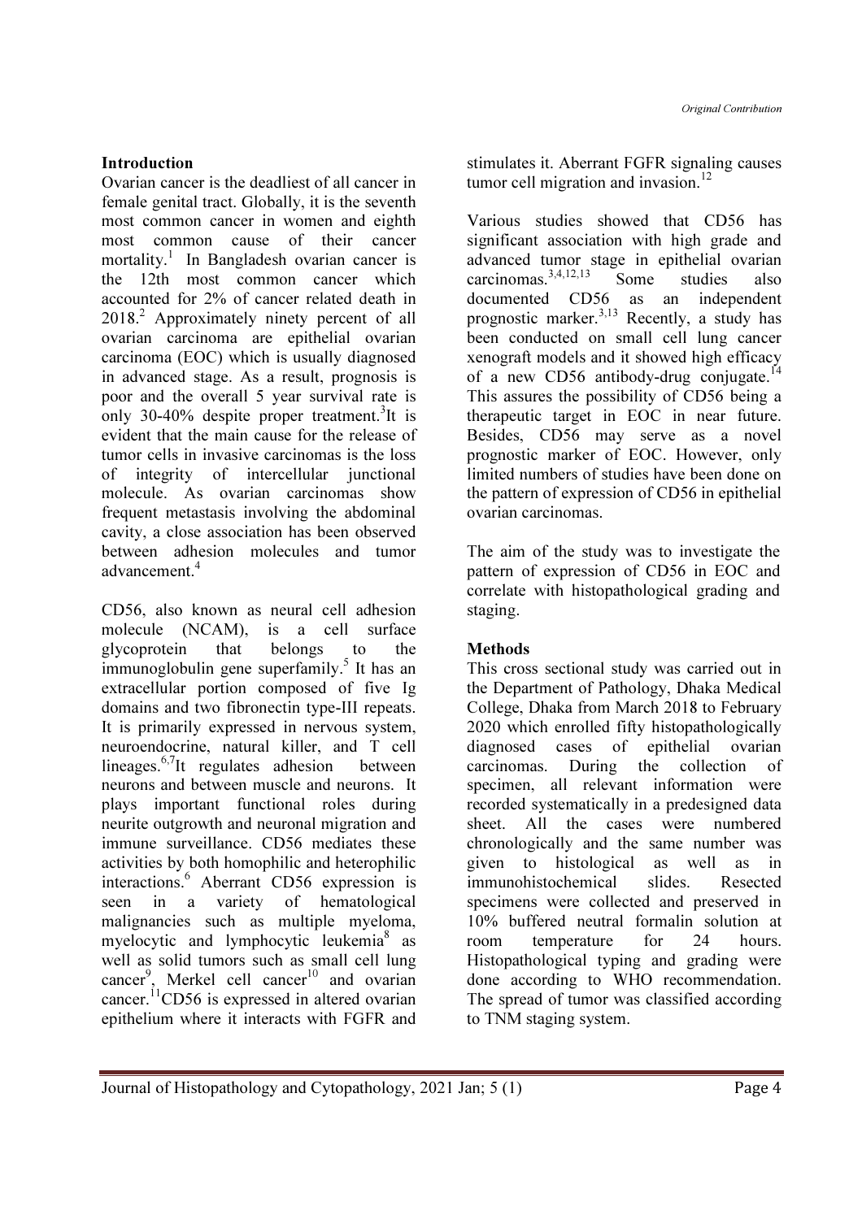## Introduction

Ovarian cancer is the deadliest of all cancer in female genital tract. Globally, it is the seventh most common cancer in women and eighth most common cause of their cancer mortality.[1] In Bangladesh ovarian cancer is the 12th most common cancer which accounted for 2% of cancer related death in 2018.[2] Approximately ninety percent of all ovarian carcinoma are epithelial ovarian carcinoma (EOC) which is usually diagnosed in advanced stage. As a result, prognosis is poor and the overall 5 year survival rate is only 30-40% despite proper treatment.[3] It is evident that the main cause for the release of tumor cells in invasive carcinomas is the loss of integrity of intercellular junctional molecule. As ovarian carcinomas show frequent metastasis involving the abdominal cavity, a close association has been observed between adhesion molecules and tumor advancement.[4]

CD56, also known as neural cell adhesion molecule (NCAM), is a cell surface glycoprotein that belongs to the immunoglobulin gene superfamily.[5] It has an extracellular portion composed of five Ig domains and two fibronectin type-III repeats. It is primarily expressed in nervous system, neuroendocrine, natural killer, and T cell lineages.[6,7] It regulates adhesion between neurons and between muscle and neurons. It plays important functional roles during neurite outgrowth and neuronal migration and immune surveillance. CD56 mediates these activities by both homophilic and heterophilic interactions.[6] Aberrant CD56 expression is seen in a variety of hematological malignancies such as multiple myeloma, myelocytic and lymphocytic leukemia[8] as well as solid tumors such as small cell lung cancer[9], Merkel cell cancer[10] and ovarian cancer.[11] CD56 is expressed in altered ovarian epithelium where it interacts with FGFR and stimulates it. Aberrant FGFR signaling causes tumor cell migration and invasion.[12]

Various studies showed that CD56 has significant association with high grade and advanced tumor stage in epithelial ovarian carcinomas.[3,4,12,13] Some studies also documented CD56 as an independent prognostic marker.[3,13] Recently, a study has been conducted on small cell lung cancer xenograft models and it showed high efficacy of a new CD56 antibody-drug conjugate.[14] This assures the possibility of CD56 being a therapeutic target in EOC in near future. Besides, CD56 may serve as a novel prognostic marker of EOC. However, only limited numbers of studies have been done on the pattern of expression of CD56 in epithelial ovarian carcinomas.

The aim of the study was to investigate the pattern of expression of CD56 in EOC and correlate with histopathological grading and staging.

## Methods

This cross sectional study was carried out in the Department of Pathology, Dhaka Medical College, Dhaka from March 2018 to February 2020 which enrolled fifty histopathologically diagnosed cases of epithelial ovarian carcinomas. During the collection of specimen, all relevant information were recorded systematically in a predesigned data sheet. All the cases were numbered chronologically and the same number was given to histological as well as in immunohistochemical slides. Resected specimens were collected and preserved in 10% buffered neutral formalin solution at room temperature for 24 hours. Histopathological typing and grading were done according to WHO recommendation. The spread of tumor was classified according to TNM staging system.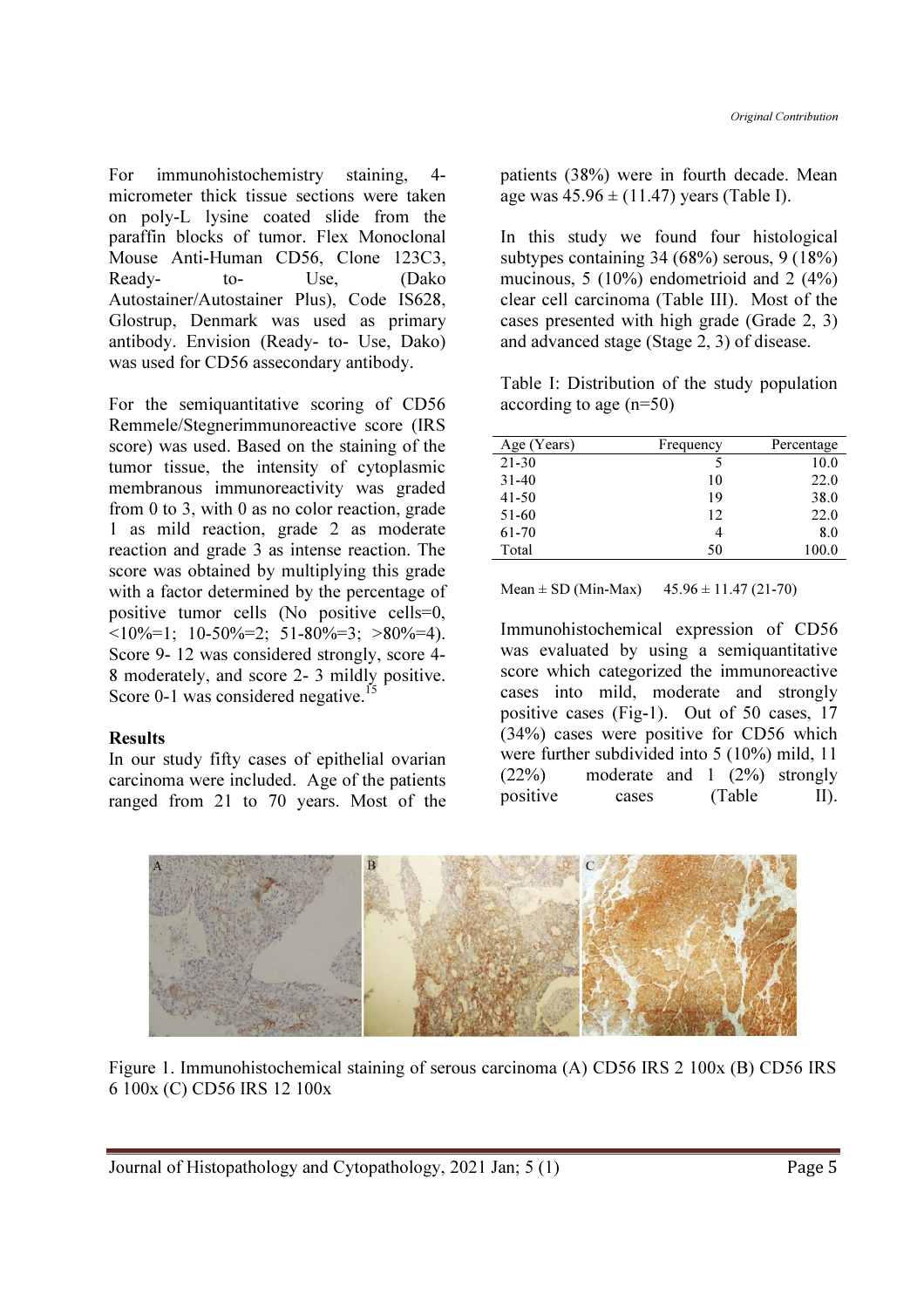For immunohistochemistry staining, 4-micrometer thick tissue sections were taken on poly-L lysine coated slide from the paraffin blocks of tumor. Flex Monoclonal Mouse Anti-Human CD56, Clone 123C3, Ready- to- Use, (Dako Autostainer/Autostainer Plus), Code IS628, Glostrup, Denmark was used as primary antibody. Envision (Ready- to- Use, Dako) was used for CD56 assecondary antibody.

For the semiquantitative scoring of CD56 Remmele/Stegnerimmunoreactive score (IRS score) was used. Based on the staining of the tumor tissue, the intensity of cytoplasmic membranous immunoreactivity was graded from 0 to 3, with 0 as no color reaction, grade 1 as mild reaction, grade 2 as moderate reaction and grade 3 as intense reaction. The score was obtained by multiplying this grade with a factor determined by the percentage of positive tumor cells (No positive cells=0, <10%=1; 10-50%=2; 51-80%=3; >80%=4). Score 9- 12 was considered strongly, score 4-8 moderately, and score 2- 3 mildly positive. Score 0-1 was considered negative.[15]

## Results

In our study fifty cases of epithelial ovarian carcinoma were included. Age of the patients ranged from 21 to 70 years. Most of the patients (38%) were in fourth decade. Mean age was 45.96 ± (11.47) years (Table I).

In this study we found four histological subtypes containing 34 (68%) serous, 9 (18%) mucinous, 5 (10%) endometrioid and 2 (4%) clear cell carcinoma (Table III). Most of the cases presented with high grade (Grade 2, 3) and advanced stage (Stage 2, 3) of disease.

Table I: Distribution of the study population according to age (n=50)

| Age (Years) | Frequency | Percentage |
|---|---|---|
| 21-30 | 5 | 10.0 |
| 31-40 | 10 | 22.0 |
| 41-50 | 19 | 38.0 |
| 51-60 | 12 | 22.0 |
| 61-70 | 4 | 8.0 |
| Total | 50 | 100.0 |

Mean ± SD (Min-Max) 45.96 ± 11.47 (21-70)

Immunohistochemical expression of CD56 was evaluated by using a semiquantitative score which categorized the immunoreactive cases into mild, moderate and strongly positive cases (Fig-1). Out of 50 cases, 17 (34%) cases were positive for CD56 which were further subdivided into 5 (10%) mild, 11 (22%) moderate and 1 (2%) strongly positive cases (Table II).

Figure 1. Immunohistochemical staining of serous carcinoma (A) CD56 IRS 2 100x (B) CD56 IRS 6 100x (C) CD56 IRS 12 100x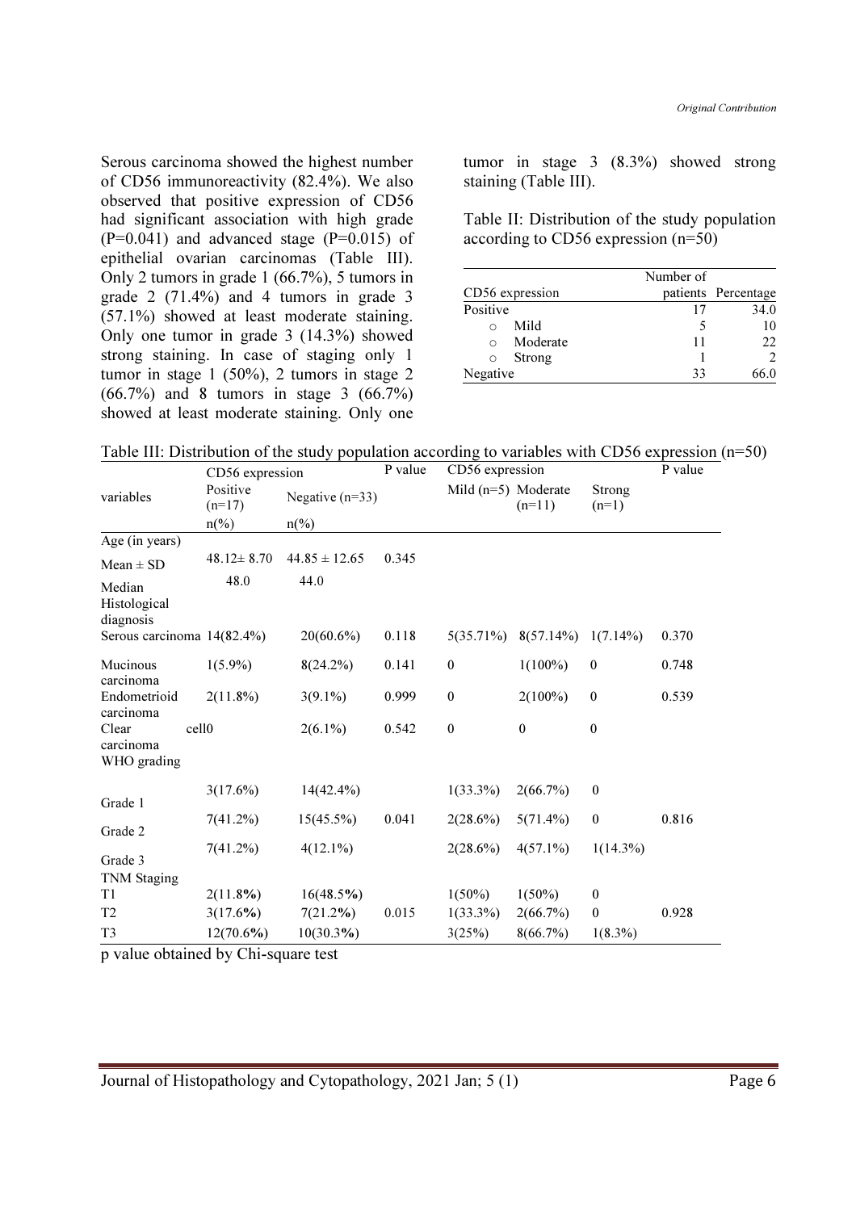Serous carcinoma showed the highest number of CD56 immunoreactivity (82.4%). We also observed that positive expression of CD56 had significant association with high grade (P=0.041) and advanced stage (P=0.015) of epithelial ovarian carcinomas (Table III). Only 2 tumors in grade 1 (66.7%), 5 tumors in grade 2 (71.4%) and 4 tumors in grade 3 (57.1%) showed at least moderate staining. Only one tumor in grade 3 (14.3%) showed strong staining. In case of staging only 1 tumor in stage 1 (50%), 2 tumors in stage 2 (66.7%) and 8 tumors in stage 3 (66.7%) showed at least moderate staining. Only one tumor in stage 3 (8.3%) showed strong staining (Table III).

Table II: Distribution of the study population according to CD56 expression (n=50)

| CD56 expression | Number of patients | Percentage |
|---|---|---|
| Positive | 17 | 34.0 |
| ○ Mild | 5 | 10 |
| ○ Moderate | 11 | 22 |
| ○ Strong | 1 | 2 |
| Negative | 33 | 66.0 |

Table III: Distribution of the study population according to variables with CD56 expression (n=50)

| variables | CD56 expression | | P value | CD56 expression | | | P value |
|---|---|---|---|---|---|---|---|
| | Positive (n=17) | Negative (n=33) | | Mild (n=5) | Moderate (n=11) | Strong (n=1) | |
| | n(%) | n(%) | | | | | |
| Age (in years) | | | | | | | |
| Mean ± SD | 48.12± 8.70 | 44.85 ± 12.65 | 0.345 | | | | |
| Median | 48.0 | 44.0 | | | | | |
| Histological diagnosis | | | | | | | |
| Serous carcinoma | 14(82.4%) | 20(60.6%) | 0.118 | 5(35.71%) | 8(57.14%) | 1(7.14%) | 0.370 |
| Mucinous carcinoma | 1(5.9%) | 8(24.2%) | 0.141 | 0 | 1(100%) | 0 | 0.748 |
| Endometrioid carcinoma | 2(11.8%) | 3(9.1%) | 0.999 | 0 | 2(100%) | 0 | 0.539 |
| Clear cell carcinoma | 0 | 2(6.1%) | 0.542 | 0 | 0 | 0 | |
| WHO grading | | | | | | | |
| Grade 1 | 3(17.6%) | 14(42.4%) | | 1(33.3%) | 2(66.7%) | 0 | |
| Grade 2 | 7(41.2%) | 15(45.5%) | 0.041 | 2(28.6%) | 5(71.4%) | 0 | 0.816 |
| Grade 3 | 7(41.2%) | 4(12.1%) | | 2(28.6%) | 4(57.1%) | 1(14.3%) | |
| TNM Staging | | | | | | | |
| T1 | 2(11.8%) | 16(48.5%) | | 1(50%) | 1(50%) | 0 | |
| T2 | 3(17.6%) | 7(21.2%) | 0.015 | 1(33.3%) | 2(66.7%) | 0 | 0.928 |
| T3 | 12(70.6%) | 10(30.3%) | | 3(25%) | 8(66.7%) | 1(8.3%) | |

p value obtained by Chi-square test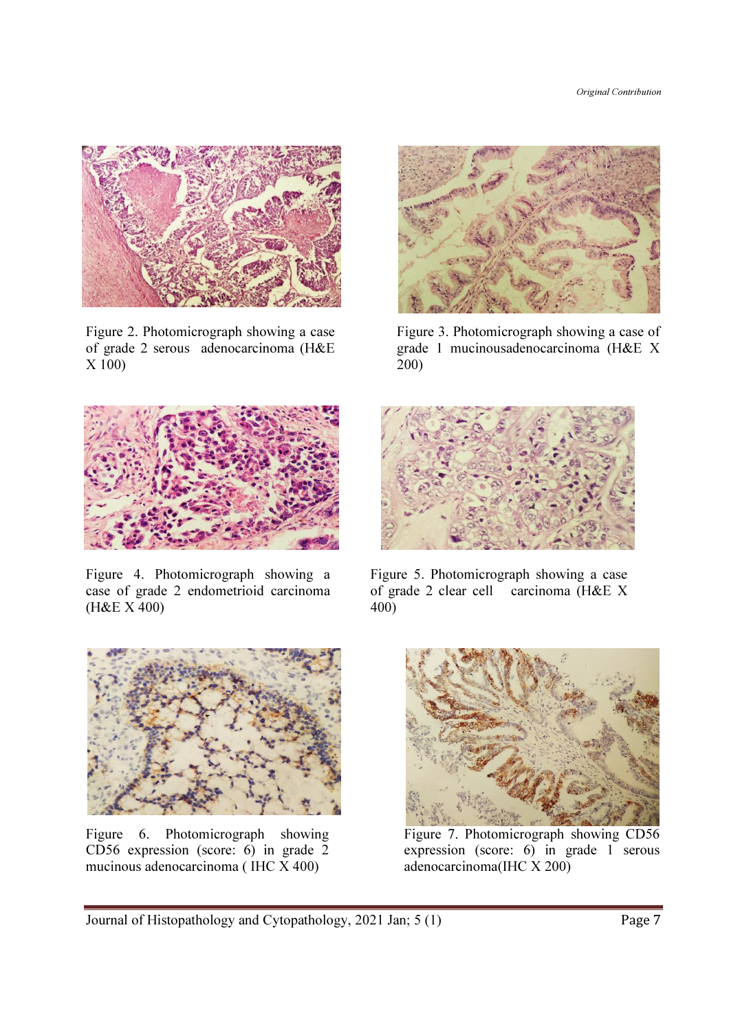Figure 2. Photomicrograph showing a case of grade 2 serous adenocarcinoma (H&E X 100)

Figure 3. Photomicrograph showing a case of grade 1 mucinousadenocarcinoma (H&E X 200)

Figure 4. Photomicrograph showing a case of grade 2 endometrioid carcinoma (H&E X 400)

Figure 5. Photomicrograph showing a case of grade 2 clear cell carcinoma (H&E X 400)

Figure 6. Photomicrograph showing CD56 expression (score: 6) in grade 2 mucinous adenocarcinoma ( IHC X 400)

Figure 7. Photomicrograph showing CD56 expression (score: 6) in grade 1 serous adenocarcinoma(IHC X 200)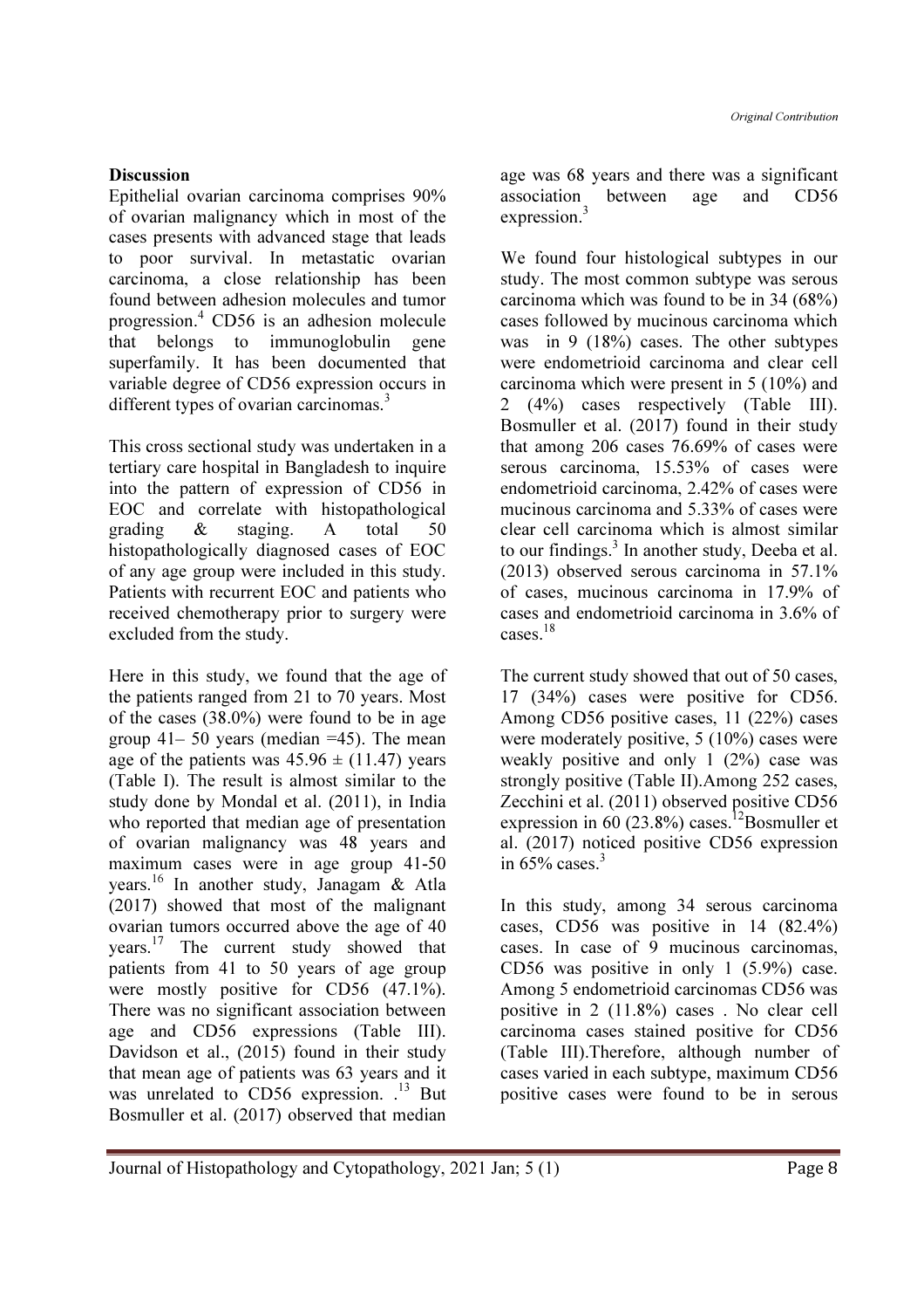## Discussion

Epithelial ovarian carcinoma comprises 90% of ovarian malignancy which in most of the cases presents with advanced stage that leads to poor survival. In metastatic ovarian carcinoma, a close relationship has been found between adhesion molecules and tumor progression.[4] CD56 is an adhesion molecule that belongs to immunoglobulin gene superfamily. It has been documented that variable degree of CD56 expression occurs in different types of ovarian carcinomas.[3]

This cross sectional study was undertaken in a tertiary care hospital in Bangladesh to inquire into the pattern of expression of CD56 in EOC and correlate with histopathological grading & staging. A total 50 histopathologically diagnosed cases of EOC of any age group were included in this study. Patients with recurrent EOC and patients who received chemotherapy prior to surgery were excluded from the study.

Here in this study, we found that the age of the patients ranged from 21 to 70 years. Most of the cases (38.0%) were found to be in age group 41– 50 years (median =45). The mean age of the patients was 45.96 ± (11.47) years (Table I). The result is almost similar to the study done by Mondal et al. (2011), in India who reported that median age of presentation of ovarian malignancy was 48 years and maximum cases were in age group 41-50 years.[16] In another study, Janagam & Atla (2017) showed that most of the malignant ovarian tumors occurred above the age of 40 years.[17] The current study showed that patients from 41 to 50 years of age group were mostly positive for CD56 (47.1%). There was no significant association between age and CD56 expressions (Table III). Davidson et al., (2015) found in their study that mean age of patients was 63 years and it was unrelated to CD56 expression. .[13] But Bosmuller et al. (2017) observed that median age was 68 years and there was a significant association between age and CD56 expression.[3]

We found four histological subtypes in our study. The most common subtype was serous carcinoma which was found to be in 34 (68%) cases followed by mucinous carcinoma which was in 9 (18%) cases. The other subtypes were endometrioid carcinoma and clear cell carcinoma which were present in 5 (10%) and 2 (4%) cases respectively (Table III). Bosmuller et al. (2017) found in their study that among 206 cases 76.69% of cases were serous carcinoma, 15.53% of cases were endometrioid carcinoma, 2.42% of cases were mucinous carcinoma and 5.33% of cases were clear cell carcinoma which is almost similar to our findings.[3] In another study, Deeba et al. (2013) observed serous carcinoma in 57.1% of cases, mucinous carcinoma in 17.9% of cases and endometrioid carcinoma in 3.6% of cases.[18]

The current study showed that out of 50 cases, 17 (34%) cases were positive for CD56. Among CD56 positive cases, 11 (22%) cases were moderately positive, 5 (10%) cases were weakly positive and only 1 (2%) case was strongly positive (Table II).Among 252 cases, Zecchini et al. (2011) observed positive CD56 expression in 60 (23.8%) cases.[12]Bosmuller et al. (2017) noticed positive CD56 expression in 65% cases.[3]

In this study, among 34 serous carcinoma cases, CD56 was positive in 14 (82.4%) cases. In case of 9 mucinous carcinomas, CD56 was positive in only 1 (5.9%) case. Among 5 endometrioid carcinomas CD56 was positive in 2 (11.8%) cases . No clear cell carcinoma cases stained positive for CD56 (Table III).Therefore, although number of cases varied in each subtype, maximum CD56 positive cases were found to be in serous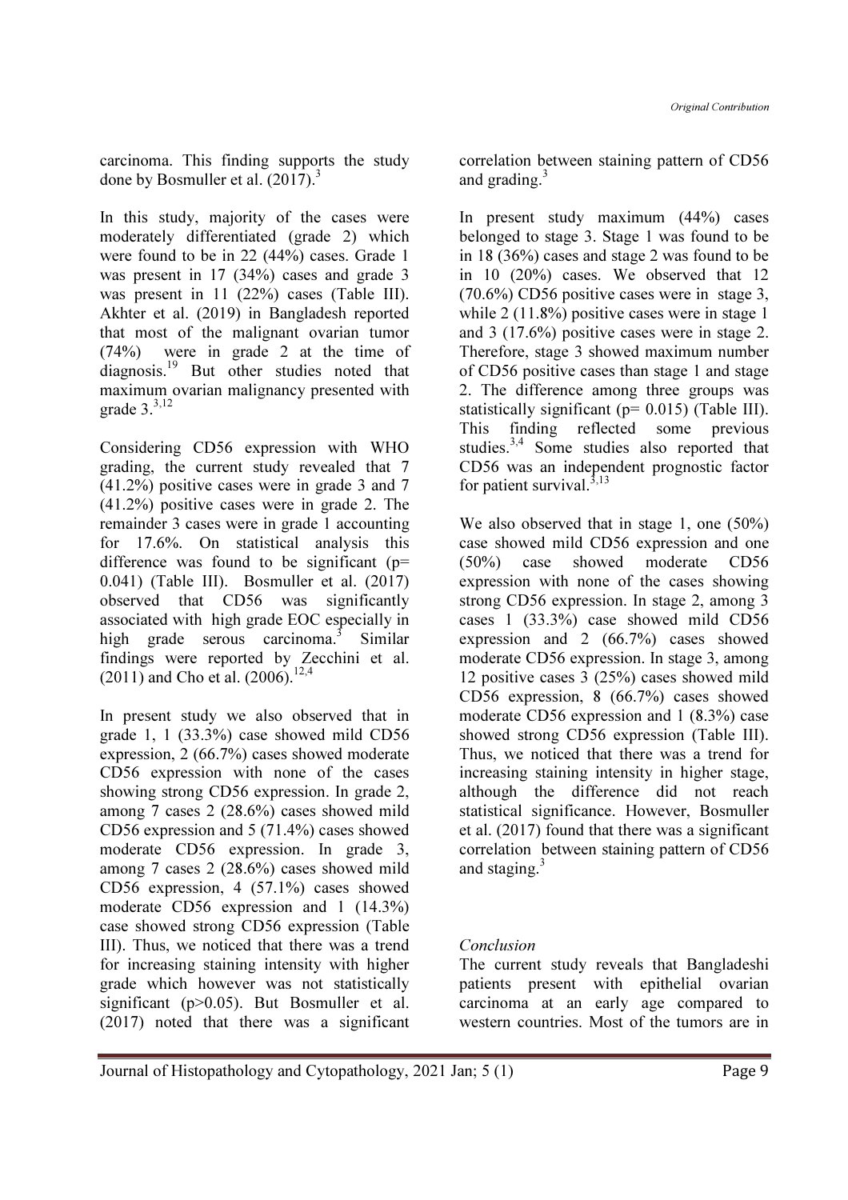carcinoma. This finding supports the study done by Bosmuller et al. (2017).[3]

In this study, majority of the cases were moderately differentiated (grade 2) which were found to be in 22 (44%) cases. Grade 1 was present in 17 (34%) cases and grade 3 was present in 11 (22%) cases (Table III). Akhter et al. (2019) in Bangladesh reported that most of the malignant ovarian tumor (74%) were in grade 2 at the time of diagnosis.[19] But other studies noted that maximum ovarian malignancy presented with grade 3.[3,12]

Considering CD56 expression with WHO grading, the current study revealed that 7 (41.2%) positive cases were in grade 3 and 7 (41.2%) positive cases were in grade 2. The remainder 3 cases were in grade 1 accounting for 17.6%. On statistical analysis this difference was found to be significant (p= 0.041) (Table III). Bosmuller et al. (2017) observed that CD56 was significantly associated with high grade EOC especially in high grade serous carcinoma.[3] Similar findings were reported by Zecchini et al. (2011) and Cho et al. (2006).[12,4]

In present study we also observed that in grade 1, 1 (33.3%) case showed mild CD56 expression, 2 (66.7%) cases showed moderate CD56 expression with none of the cases showing strong CD56 expression. In grade 2, among 7 cases 2 (28.6%) cases showed mild CD56 expression and 5 (71.4%) cases showed moderate CD56 expression. In grade 3, among 7 cases 2 (28.6%) cases showed mild CD56 expression, 4 (57.1%) cases showed moderate CD56 expression and 1 (14.3%) case showed strong CD56 expression (Table III). Thus, we noticed that there was a trend for increasing staining intensity with higher grade which however was not statistically significant (p>0.05). But Bosmuller et al. (2017) noted that there was a significant correlation between staining pattern of CD56 and grading.[3]

In present study maximum (44%) cases belonged to stage 3. Stage 1 was found to be in 18 (36%) cases and stage 2 was found to be in 10 (20%) cases. We observed that 12 (70.6%) CD56 positive cases were in stage 3, while 2 (11.8%) positive cases were in stage 1 and 3 (17.6%) positive cases were in stage 2. Therefore, stage 3 showed maximum number of CD56 positive cases than stage 1 and stage 2. The difference among three groups was statistically significant (p= 0.015) (Table III). This finding reflected some previous studies.[3,4] Some studies also reported that CD56 was an independent prognostic factor for patient survival.[3,13]

We also observed that in stage 1, one (50%) case showed mild CD56 expression and one (50%) case showed moderate CD56 expression with none of the cases showing strong CD56 expression. In stage 2, among 3 cases 1 (33.3%) case showed mild CD56 expression and 2 (66.7%) cases showed moderate CD56 expression. In stage 3, among 12 positive cases 3 (25%) cases showed mild CD56 expression, 8 (66.7%) cases showed moderate CD56 expression and 1 (8.3%) case showed strong CD56 expression (Table III). Thus, we noticed that there was a trend for increasing staining intensity in higher stage, although the difference did not reach statistical significance. However, Bosmuller et al. (2017) found that there was a significant correlation between staining pattern of CD56 and staging.[3]

*Conclusion*

The current study reveals that Bangladeshi patients present with epithelial ovarian carcinoma at an early age compared to western countries. Most of the tumors are in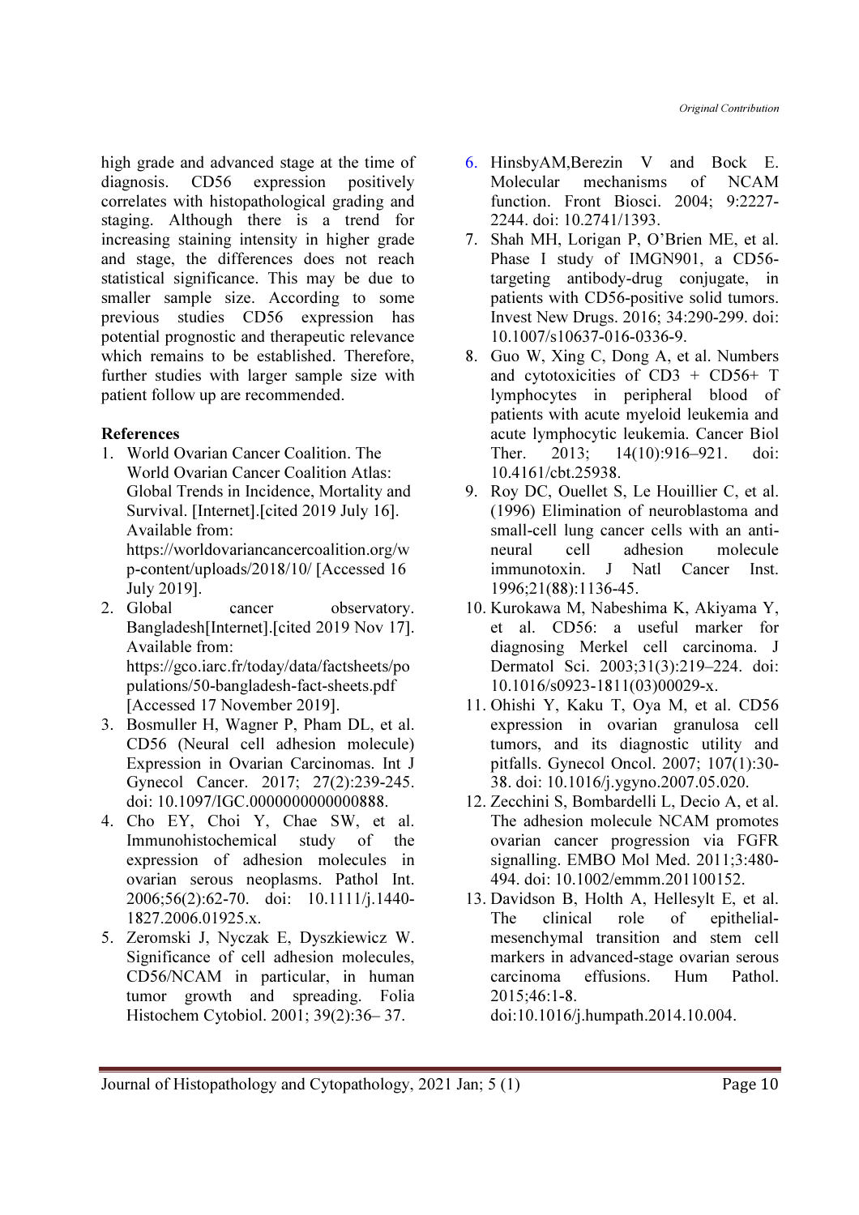high grade and advanced stage at the time of diagnosis. CD56 expression positively correlates with histopathological grading and staging. Although there is a trend for increasing staining intensity in higher grade and stage, the differences does not reach statistical significance. This may be due to smaller sample size. According to some previous studies CD56 expression has potential prognostic and therapeutic relevance which remains to be established. Therefore, further studies with larger sample size with patient follow up are recommended.

**References**

1. World Ovarian Cancer Coalition. The World Ovarian Cancer Coalition Atlas: Global Trends in Incidence, Mortality and Survival. [Internet].[cited 2019 July 16]. Available from: https://worldovariancancercoalition.org/wp-content/uploads/2018/10/ [Accessed 16 July 2019].
2. Global cancer observatory. Bangladesh[Internet].[cited 2019 Nov 17]. Available from: https://gco.iarc.fr/today/data/factsheets/populations/50-bangladesh-fact-sheets.pdf [Accessed 17 November 2019].
3. Bosmuller H, Wagner P, Pham DL, et al. CD56 (Neural cell adhesion molecule) Expression in Ovarian Carcinomas. Int J Gynecol Cancer. 2017; 27(2):239-245. doi: 10.1097/IGC.0000000000000888.
4. Cho EY, Choi Y, Chae SW, et al. Immunohistochemical study of the expression of adhesion molecules in ovarian serous neoplasms. Pathol Int. 2006;56(2):62-70. doi: 10.1111/j.1440-1827.2006.01925.x.
5. Zeromski J, Nyczak E, Dyszkiewicz W. Significance of cell adhesion molecules, CD56/NCAM in particular, in human tumor growth and spreading. Folia Histochem Cytobiol. 2001; 39(2):36– 37.
6. HinsbyAM,Berezin V and Bock E. Molecular mechanisms of NCAM function. Front Biosci. 2004; 9:2227-2244. doi: 10.2741/1393.
7. Shah MH, Lorigan P, O'Brien ME, et al. Phase I study of IMGN901, a CD56-targeting antibody-drug conjugate, in patients with CD56-positive solid tumors. Invest New Drugs. 2016; 34:290-299. doi: 10.1007/s10637-016-0336-9.
8. Guo W, Xing C, Dong A, et al. Numbers and cytotoxicities of CD3 + CD56+ T lymphocytes in peripheral blood of patients with acute myeloid leukemia and acute lymphocytic leukemia. Cancer Biol Ther. 2013; 14(10):916–921. doi: 10.4161/cbt.25938.
9. Roy DC, Ouellet S, Le Houillier C, et al. (1996) Elimination of neuroblastoma and small-cell lung cancer cells with an anti-neural cell adhesion molecule immunotoxin. J Natl Cancer Inst. 1996;21(88):1136-45.
10. Kurokawa M, Nabeshima K, Akiyama Y, et al. CD56: a useful marker for diagnosing Merkel cell carcinoma. J Dermatol Sci. 2003;31(3):219–224. doi: 10.1016/s0923-1811(03)00029-x.
11. Ohishi Y, Kaku T, Oya M, et al. CD56 expression in ovarian granulosa cell tumors, and its diagnostic utility and pitfalls. Gynecol Oncol. 2007; 107(1):30-38. doi: 10.1016/j.ygyno.2007.05.020.
12. Zecchini S, Bombardelli L, Decio A, et al. The adhesion molecule NCAM promotes ovarian cancer progression via FGFR signalling. EMBO Mol Med. 2011;3:480-494. doi: 10.1002/emmm.201100152.
13. Davidson B, Holth A, Hellesylt E, et al. The clinical role of epithelial-mesenchymal transition and stem cell markers in advanced-stage ovarian serous carcinoma effusions. Hum Pathol. 2015;46:1-8. doi:10.1016/j.humpath.2014.10.004.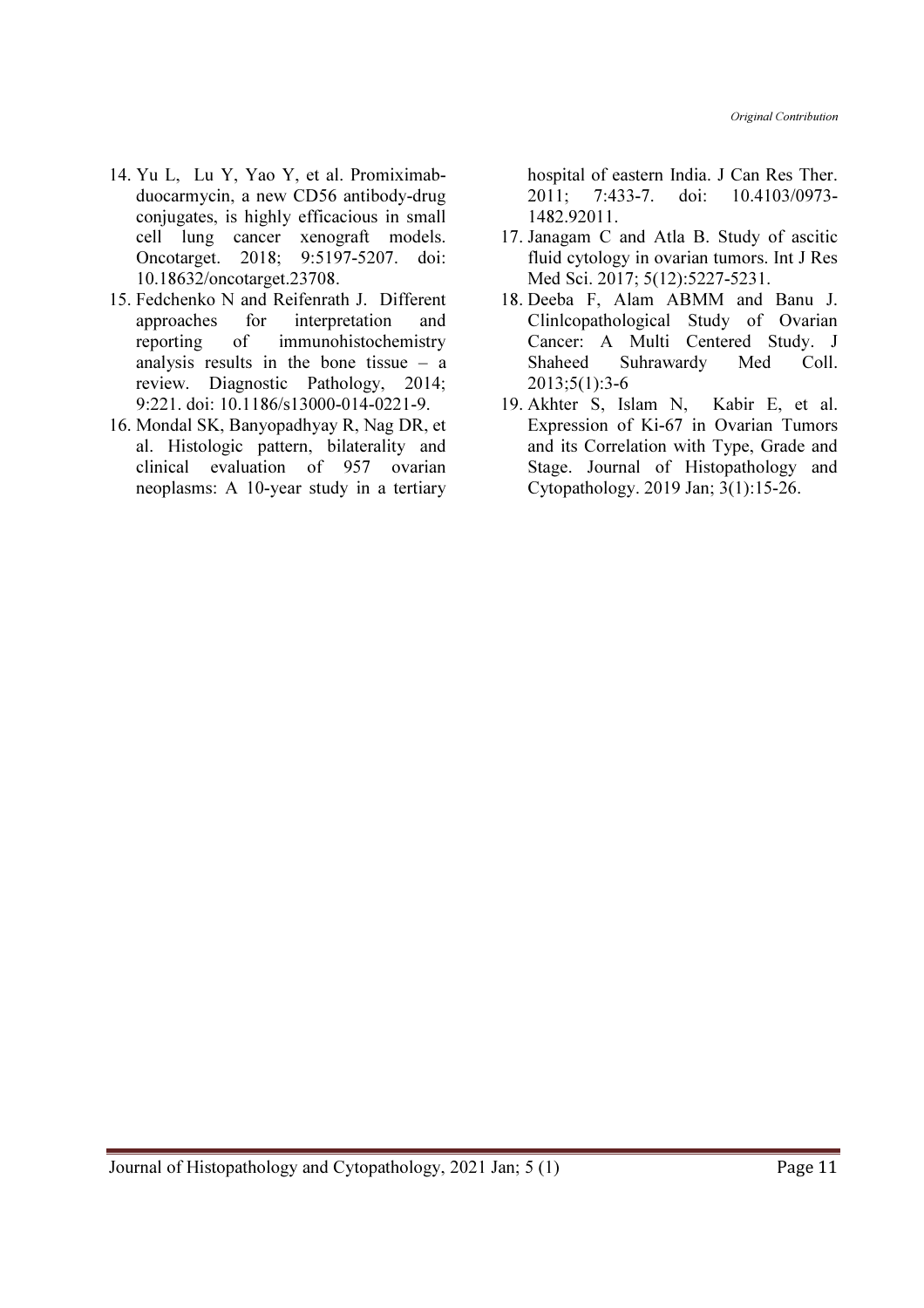14. Yu L, Lu Y, Yao Y, et al. Promiximab-duocarmycin, a new CD56 antibody-drug conjugates, is highly efficacious in small cell lung cancer xenograft models. Oncotarget. 2018; 9:5197-5207. doi: 10.18632/oncotarget.23708.
15. Fedchenko N and Reifenrath J. Different approaches for interpretation and reporting of immunohistochemistry analysis results in the bone tissue – a review. Diagnostic Pathology, 2014; 9:221. doi: 10.1186/s13000-014-0221-9.
16. Mondal SK, Banyopadhyay R, Nag DR, et al. Histologic pattern, bilaterality and clinical evaluation of 957 ovarian neoplasms: A 10-year study in a tertiary hospital of eastern India. J Can Res Ther. 2011; 7:433-7. doi: 10.4103/0973-1482.92011.
17. Janagam C and Atla B. Study of ascitic fluid cytology in ovarian tumors. Int J Res Med Sci. 2017; 5(12):5227-5231.
18. Deeba F, Alam ABMM and Banu J. Clinlcopathological Study of Ovarian Cancer: A Multi Centered Study. J Shaheed Suhrawardy Med Coll. 2013;5(1):3-6
19. Akhter S, Islam N, Kabir E, et al. Expression of Ki-67 in Ovarian Tumors and its Correlation with Type, Grade and Stage. Journal of Histopathology and Cytopathology. 2019 Jan; 3(1):15-26.